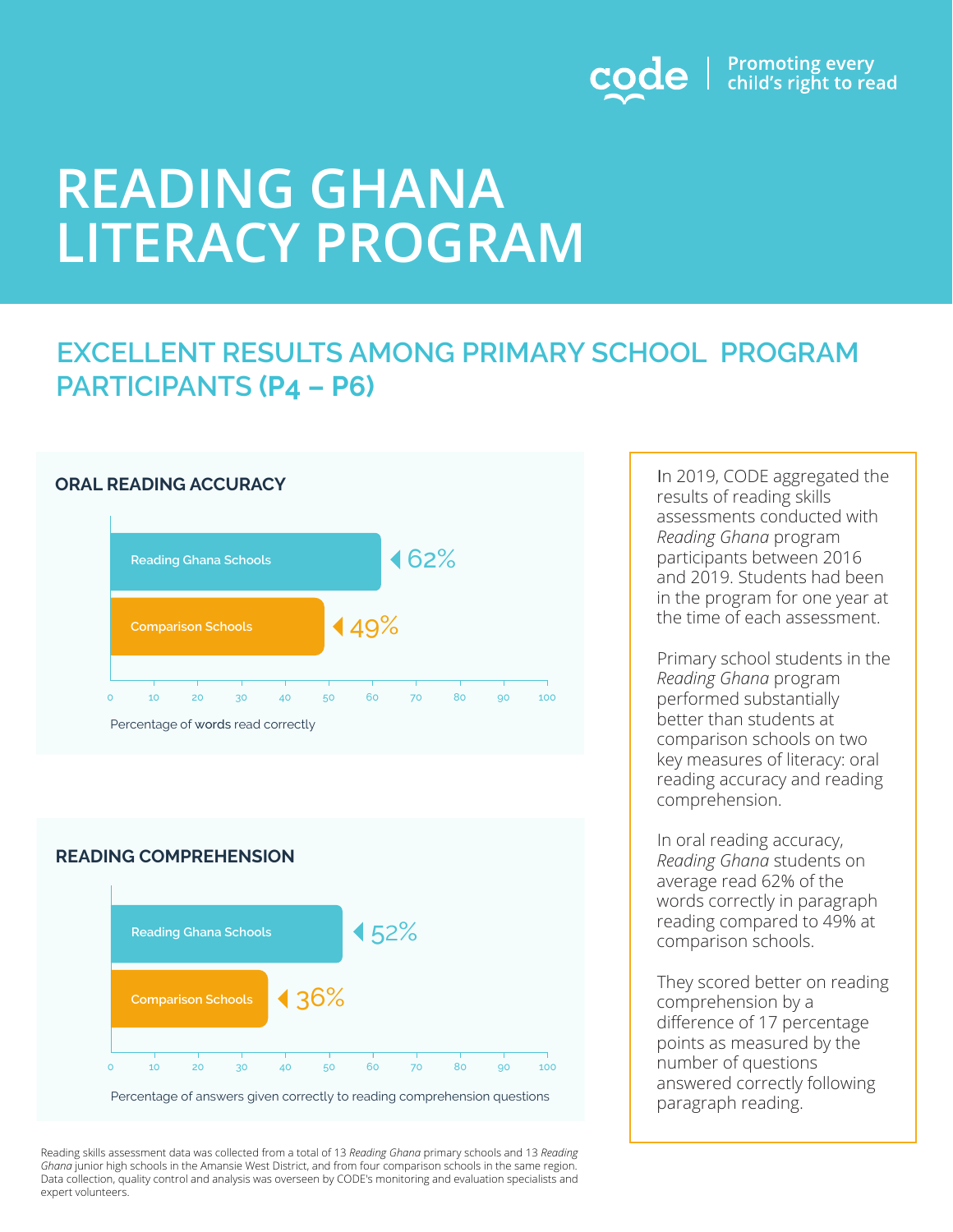code | Promoting every child's right to read

# READING GHANA LITERACY PROGRAM

## EXCELLENT RESULTS AMONG PRIMARY SCHOOL PROGRAM PARTICIPANTS (P4 – P6)

### ORAL READING ACCURACY

| | Percentage of words read correctly |
|---|---|
| Reading Ghana Schools | 62% |
| Comparison Schools | 49% |

### READING COMPREHENSION

| | Percentage of answers given correctly to reading comprehension questions |
|---|---|
| Reading Ghana Schools | 52% |
| Comparison Schools | 36% |

In 2019, CODE aggregated the results of reading skills assessments conducted with *Reading Ghana* program participants between 2016 and 2019. Students had been in the program for one year at the time of each assessment.

Primary school students in the *Reading Ghana* program performed substantially better than students at comparison schools on two key measures of literacy: oral reading accuracy and reading comprehension.

In oral reading accuracy, *Reading Ghana* students on average read 62% of the words correctly in paragraph reading compared to 49% at comparison schools.

They scored better on reading comprehension by a difference of 17 percentage points as measured by the number of questions answered correctly following paragraph reading.

Reading skills assessment data was collected from a total of 13 *Reading Ghana* primary schools and 13 *Reading Ghana* junior high schools in the Amansie West District, and from four comparison schools in the same region. Data collection, quality control and analysis was overseen by CODE's monitoring and evaluation specialists and expert volunteers.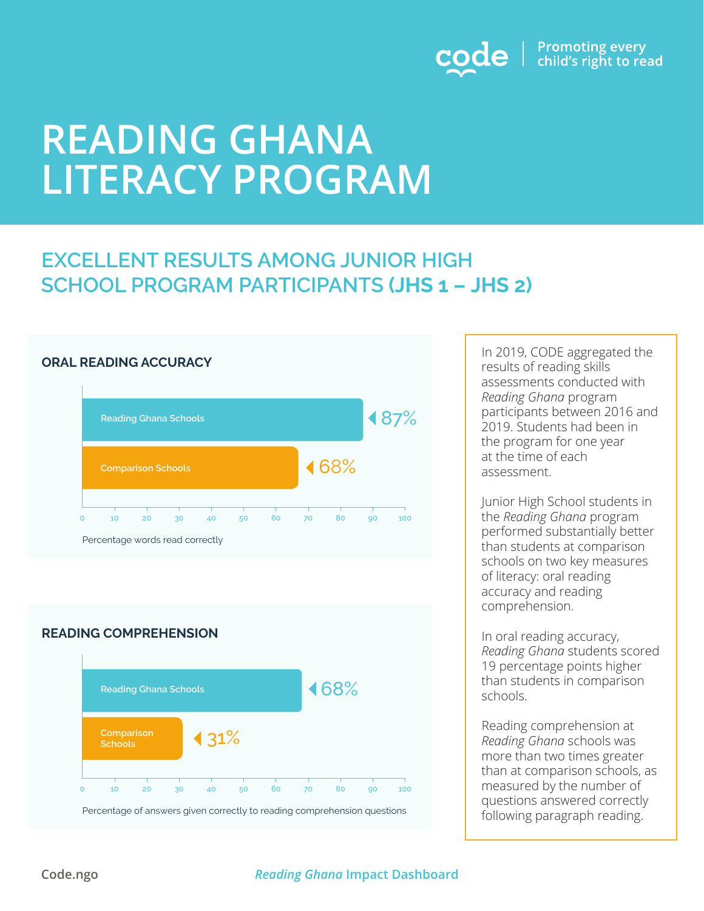code | Promoting every child's right to read

# READING GHANA LITERACY PROGRAM

## EXCELLENT RESULTS AMONG JUNIOR HIGH SCHOOL PROGRAM PARTICIPANTS **(JHS 1 – JHS 2)**

### ORAL READING ACCURACY

Reading Ghana Schools 87%

Comparison Schools 68%

0 10 20 30 40 50 60 70 80 90 100

Percentage words read correctly

### READING COMPREHENSION

Reading Ghana Schools 68%

Comparison Schools 31%

0 10 20 30 40 50 60 70 80 90 100

Percentage of answers given correctly to reading comprehension questions

In 2019, CODE aggregated the results of reading skills assessments conducted with *Reading Ghana* program participants between 2016 and 2019. Students had been in the program for one year at the time of each assessment.

Junior High School students in the *Reading Ghana* program performed substantially better than students at comparison schools on two key measures of literacy: oral reading accuracy and reading comprehension.

In oral reading accuracy, *Reading Ghana* students scored 19 percentage points higher than students in comparison schools.

Reading comprehension at *Reading Ghana* schools was more than two times greater than at comparison schools, as measured by the number of questions answered correctly following paragraph reading.

Code.ngo

*Reading Ghana* Impact Dashboard